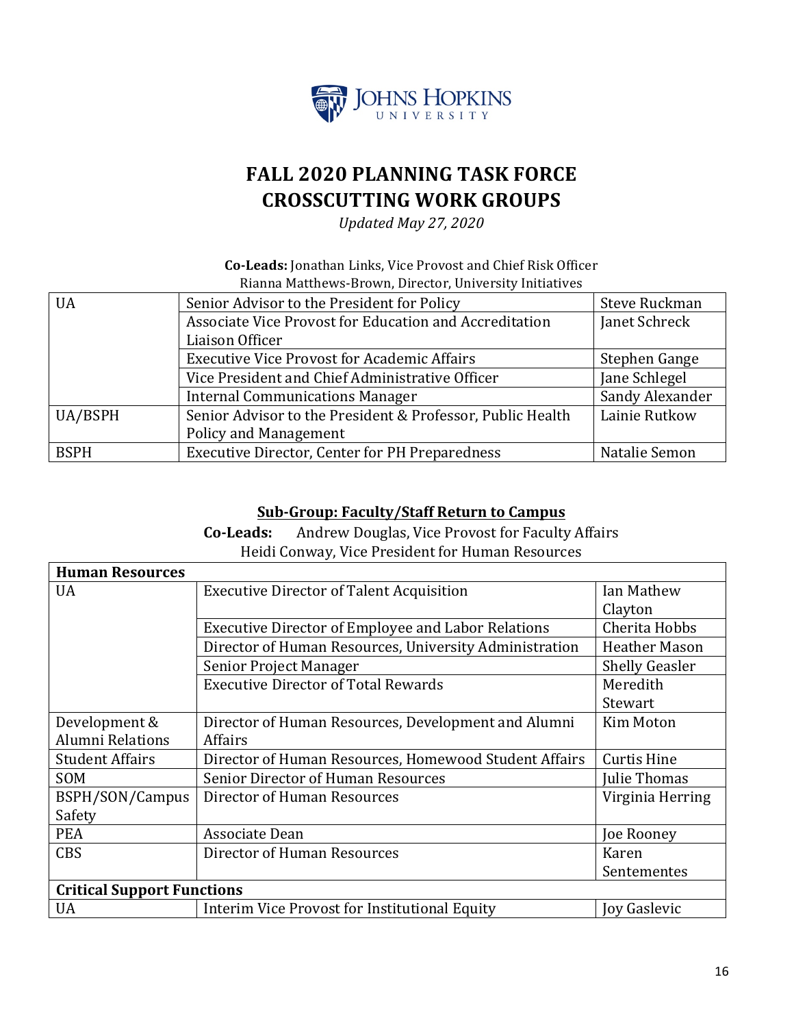# FALL 2020 PLANNING TASK FORCE
# CROSSCUTTING WORK GROUPS

*Updated May 27, 2020*

**Co-Leads:** Jonathan Links, Vice Provost and Chief Risk Officer
Rianna Matthews-Brown, Director, University Initiatives

| | | |
|---|---|---|
| UA | Senior Advisor to the President for Policy | Steve Ruckman |
| | Associate Vice Provost for Education and Accreditation Liaison Officer | Janet Schreck |
| | Executive Vice Provost for Academic Affairs | Stephen Gange |
| | Vice President and Chief Administrative Officer | Jane Schlegel |
| | Internal Communications Manager | Sandy Alexander |
| UA/BSPH | Senior Advisor to the President & Professor, Public Health Policy and Management | Lainie Rutkow |
| BSPH | Executive Director, Center for PH Preparedness | Natalie Semon |

## Sub-Group: Faculty/Staff Return to Campus

**Co-Leads:** Andrew Douglas, Vice Provost for Faculty Affairs
Heidi Conway, Vice President for Human Resources

| **Human Resources** | | |
|---|---|---|
| UA | Executive Director of Talent Acquisition | Ian Mathew Clayton |
| | Executive Director of Employee and Labor Relations | Cherita Hobbs |
| | Director of Human Resources, University Administration | Heather Mason |
| | Senior Project Manager | Shelly Geasler |
| | Executive Director of Total Rewards | Meredith Stewart |
| Development & Alumni Relations | Director of Human Resources, Development and Alumni Affairs | Kim Moton |
| Student Affairs | Director of Human Resources, Homewood Student Affairs | Curtis Hine |
| SOM | Senior Director of Human Resources | Julie Thomas |
| BSPH/SON/Campus Safety | Director of Human Resources | Virginia Herring |
| PEA | Associate Dean | Joe Rooney |
| CBS | Director of Human Resources | Karen Sentementes |
| **Critical Support Functions** | | |
| UA | Interim Vice Provost for Institutional Equity | Joy Gaslevic |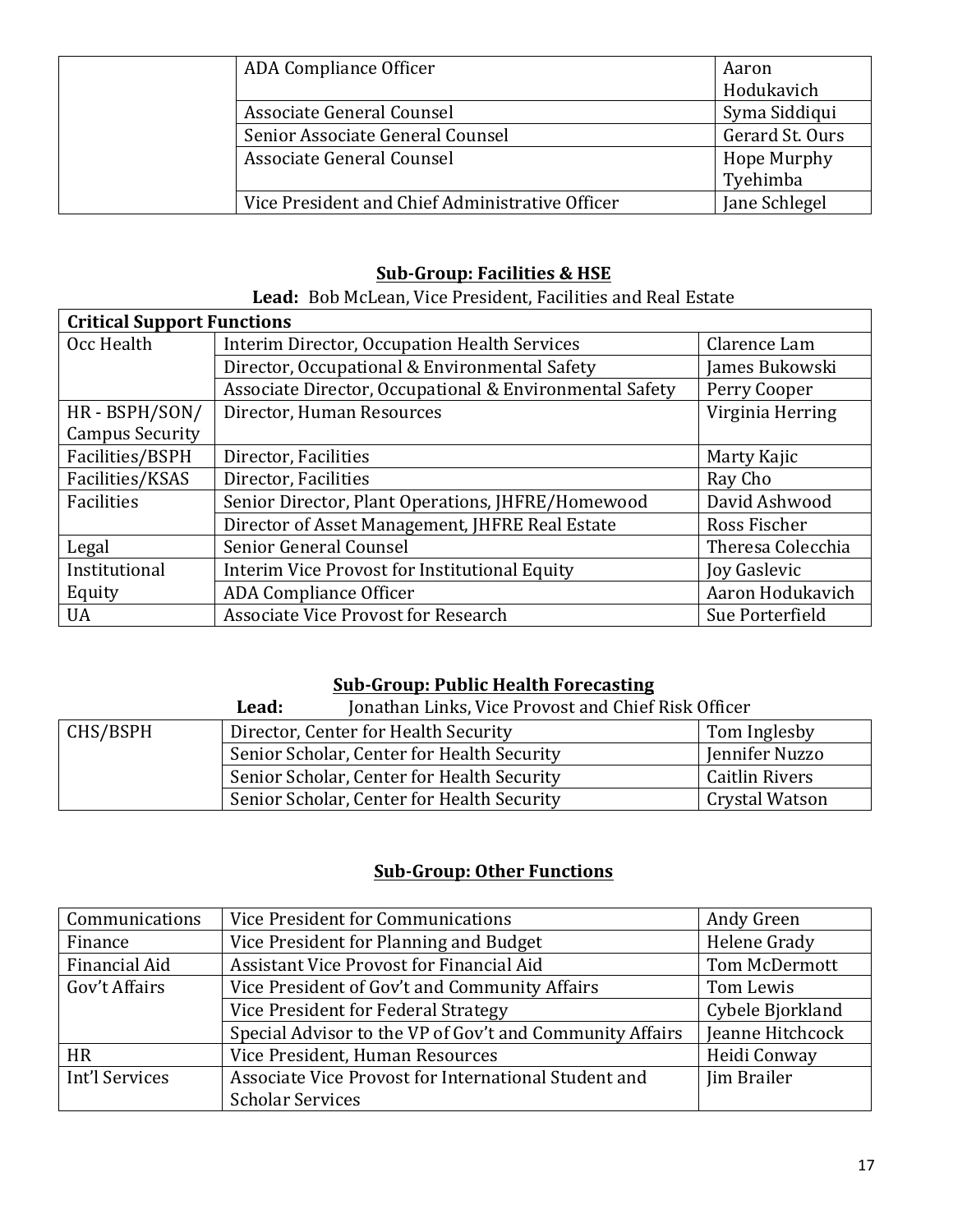| | | |
|---|---|---|
| | ADA Compliance Officer | Aaron Hodukavich |
| | Associate General Counsel | Syma Siddiqui |
| | Senior Associate General Counsel | Gerard St. Ours |
| | Associate General Counsel | Hope Murphy Tyehimba |
| | Vice President and Chief Administrative Officer | Jane Schlegel |

## Sub-Group: Facilities & HSE

**Lead:** Bob McLean, Vice President, Facilities and Real Estate

| **Critical Support Functions** | | |
|---|---|---|
| Occ Health | Interim Director, Occupation Health Services | Clarence Lam |
| | Director, Occupational & Environmental Safety | James Bukowski |
| | Associate Director, Occupational & Environmental Safety | Perry Cooper |
| HR - BSPH/SON/ Campus Security | Director, Human Resources | Virginia Herring |
| Facilities/BSPH | Director, Facilities | Marty Kajic |
| Facilities/KSAS | Director, Facilities | Ray Cho |
| Facilities | Senior Director, Plant Operations, JHFRE/Homewood | David Ashwood |
| | Director of Asset Management, JHFRE Real Estate | Ross Fischer |
| Legal | Senior General Counsel | Theresa Colecchia |
| Institutional Equity | Interim Vice Provost for Institutional Equity | Joy Gaslevic |
| | ADA Compliance Officer | Aaron Hodukavich |
| UA | Associate Vice Provost for Research | Sue Porterfield |

## Sub-Group: Public Health Forecasting

**Lead:** Jonathan Links, Vice Provost and Chief Risk Officer

| | | |
|---|---|---|
| CHS/BSPH | Director, Center for Health Security | Tom Inglesby |
| | Senior Scholar, Center for Health Security | Jennifer Nuzzo |
| | Senior Scholar, Center for Health Security | Caitlin Rivers |
| | Senior Scholar, Center for Health Security | Crystal Watson |

## Sub-Group: Other Functions

| | | |
|---|---|---|
| Communications | Vice President for Communications | Andy Green |
| Finance | Vice President for Planning and Budget | Helene Grady |
| Financial Aid | Assistant Vice Provost for Financial Aid | Tom McDermott |
| Gov't Affairs | Vice President of Gov't and Community Affairs | Tom Lewis |
| | Vice President for Federal Strategy | Cybele Bjorkland |
| | Special Advisor to the VP of Gov't and Community Affairs | Jeanne Hitchcock |
| HR | Vice President, Human Resources | Heidi Conway |
| Int'l Services | Associate Vice Provost for International Student and Scholar Services | Jim Brailer |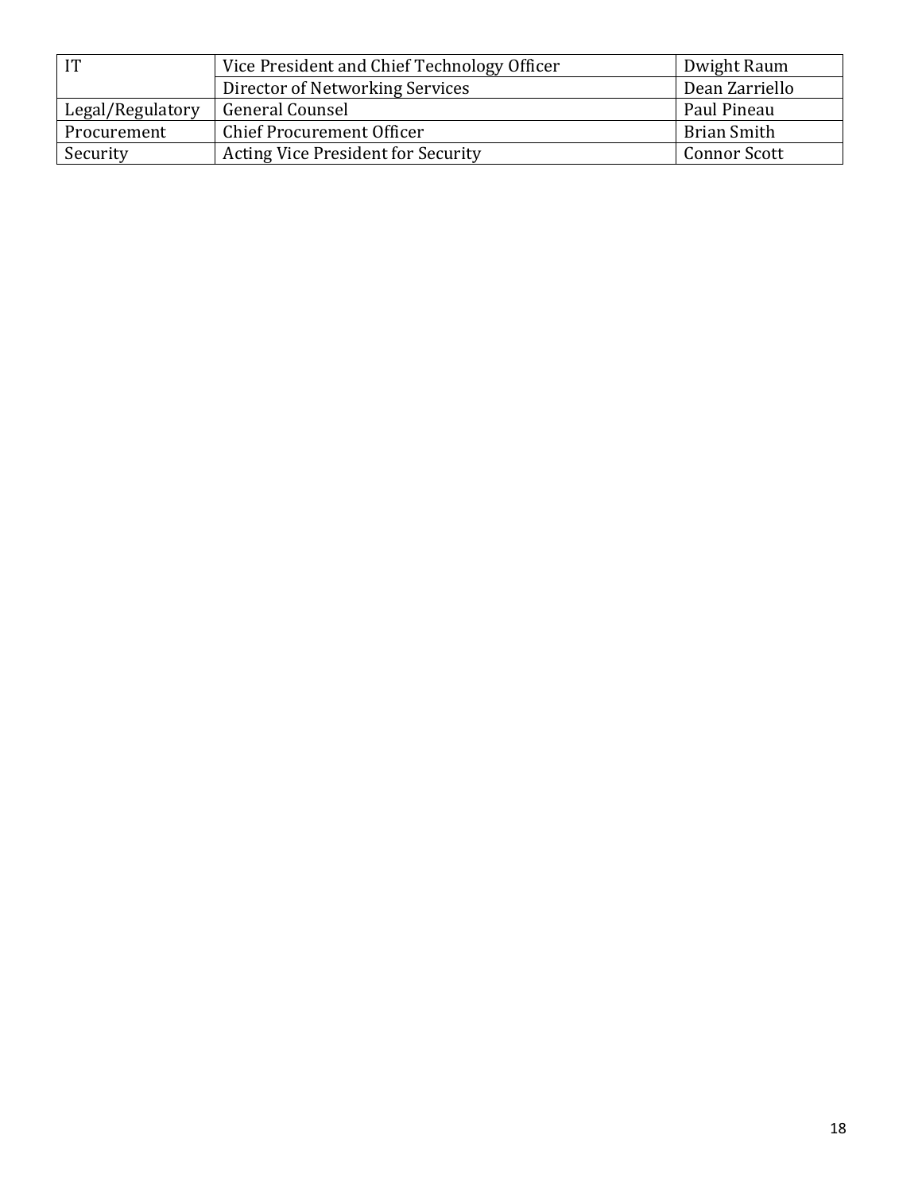| | | |
|---|---|---|
| IT | Vice President and Chief Technology Officer | Dwight Raum |
| | Director of Networking Services | Dean Zarriello |
| Legal/Regulatory | General Counsel | Paul Pineau |
| Procurement | Chief Procurement Officer | Brian Smith |
| Security | Acting Vice President for Security | Connor Scott |